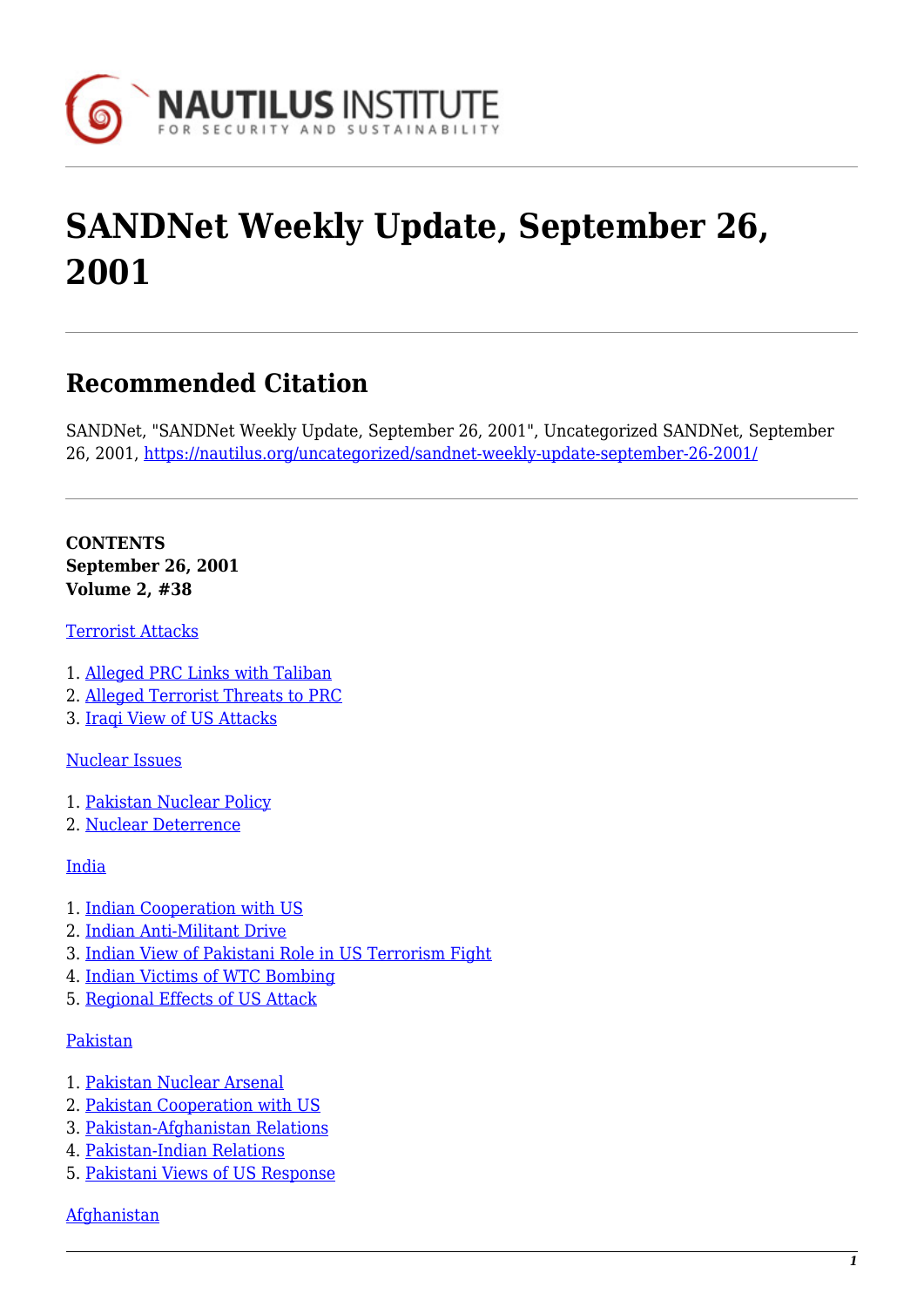# SANDNet Weekly Update, September 26, 2001

## Recommended Citation

SANDNet, "SANDNet Weekly Update, September 26, 2001", Uncategorized SANDNet, September 26, 2001, https://nautilus.org/uncategorized/sandnet-weekly-update-september-26-2001/

**CONTENTS**
**September 26, 2001**
**Volume 2, #38**

Terrorist Attacks

1. Alleged PRC Links with Taliban
2. Alleged Terrorist Threats to PRC
3. Iraqi View of US Attacks

Nuclear Issues

1. Pakistan Nuclear Policy
2. Nuclear Deterrence

India

1. Indian Cooperation with US
2. Indian Anti-Militant Drive
3. Indian View of Pakistani Role in US Terrorism Fight
4. Indian Victims of WTC Bombing
5. Regional Effects of US Attack

Pakistan

1. Pakistan Nuclear Arsenal
2. Pakistan Cooperation with US
3. Pakistan-Afghanistan Relations
4. Pakistan-Indian Relations
5. Pakistani Views of US Response

Afghanistan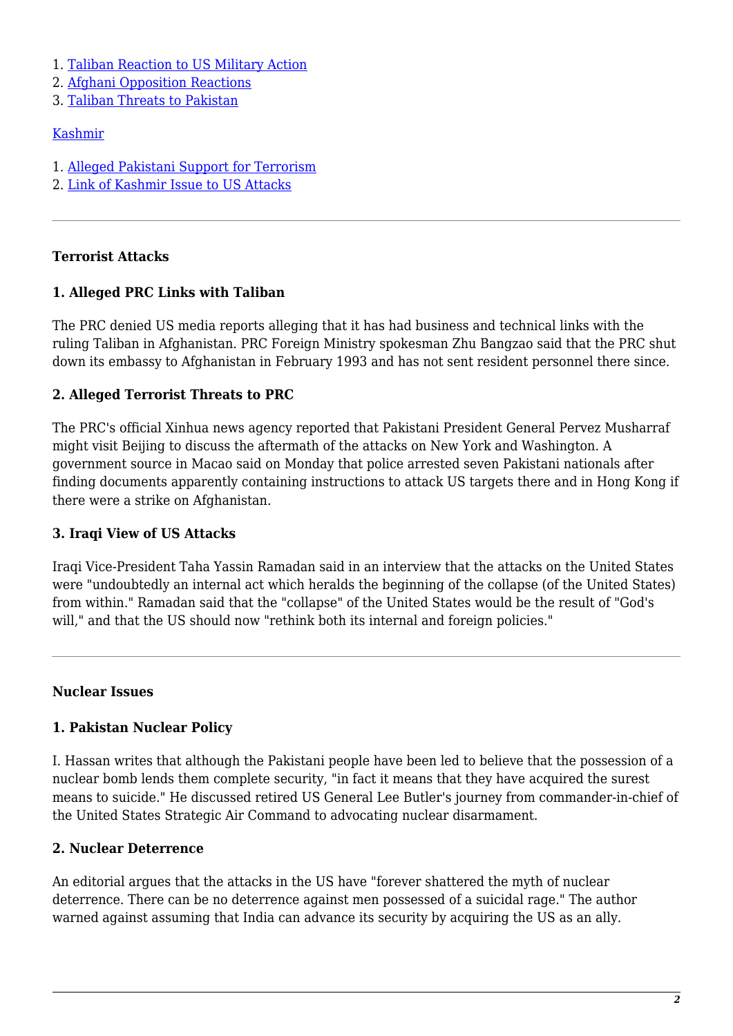1. [Taliban Reaction to US Military Action]
2. [Afghani Opposition Reactions]
3. [Taliban Threats to Pakistan]

[Kashmir]

1. [Alleged Pakistani Support for Terrorism]
2. [Link of Kashmir Issue to US Attacks]

---

**Terrorist Attacks**

**1. Alleged PRC Links with Taliban**

The PRC denied US media reports alleging that it has had business and technical links with the ruling Taliban in Afghanistan. PRC Foreign Ministry spokesman Zhu Bangzao said that the PRC shut down its embassy to Afghanistan in February 1993 and has not sent resident personnel there since.

**2. Alleged Terrorist Threats to PRC**

The PRC's official Xinhua news agency reported that Pakistani President General Pervez Musharraf might visit Beijing to discuss the aftermath of the attacks on New York and Washington. A government source in Macao said on Monday that police arrested seven Pakistani nationals after finding documents apparently containing instructions to attack US targets there and in Hong Kong if there were a strike on Afghanistan.

**3. Iraqi View of US Attacks**

Iraqi Vice-President Taha Yassin Ramadan said in an interview that the attacks on the United States were "undoubtedly an internal act which heralds the beginning of the collapse (of the United States) from within." Ramadan said that the "collapse" of the United States would be the result of "God's will," and that the US should now "rethink both its internal and foreign policies."

---

**Nuclear Issues**

**1. Pakistan Nuclear Policy**

I. Hassan writes that although the Pakistani people have been led to believe that the possession of a nuclear bomb lends them complete security, "in fact it means that they have acquired the surest means to suicide." He discussed retired US General Lee Butler's journey from commander-in-chief of the United States Strategic Air Command to advocating nuclear disarmament.

**2. Nuclear Deterrence**

An editorial argues that the attacks in the US have "forever shattered the myth of nuclear deterrence. There can be no deterrence against men possessed of a suicidal rage." The author warned against assuming that India can advance its security by acquiring the US as an ally.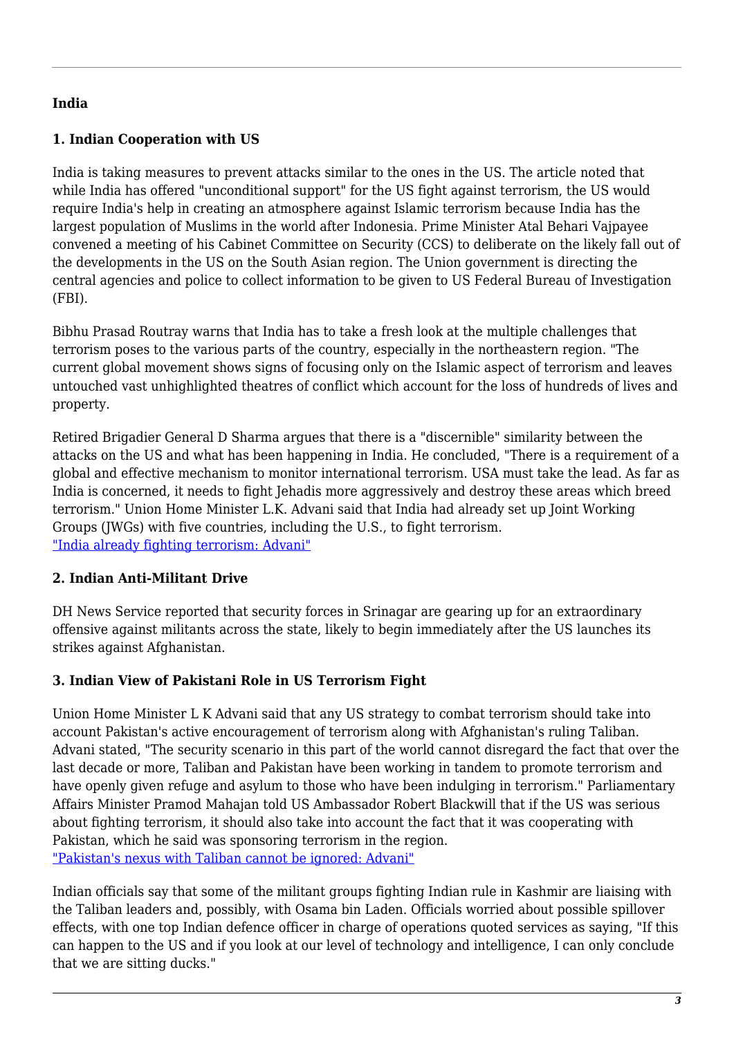**India**

**1. Indian Cooperation with US**

India is taking measures to prevent attacks similar to the ones in the US. The article noted that while India has offered "unconditional support" for the US fight against terrorism, the US would require India's help in creating an atmosphere against Islamic terrorism because India has the largest population of Muslims in the world after Indonesia. Prime Minister Atal Behari Vajpayee convened a meeting of his Cabinet Committee on Security (CCS) to deliberate on the likely fall out of the developments in the US on the South Asian region. The Union government is directing the central agencies and police to collect information to be given to US Federal Bureau of Investigation (FBI).

Bibhu Prasad Routray warns that India has to take a fresh look at the multiple challenges that terrorism poses to the various parts of the country, especially in the northeastern region. "The current global movement shows signs of focusing only on the Islamic aspect of terrorism and leaves untouched vast unhighlighted theatres of conflict which account for the loss of hundreds of lives and property.

Retired Brigadier General D Sharma argues that there is a "discernible" similarity between the attacks on the US and what has been happening in India. He concluded, "There is a requirement of a global and effective mechanism to monitor international terrorism. USA must take the lead. As far as India is concerned, it needs to fight Jehadis more aggressively and destroy these areas which breed terrorism." Union Home Minister L.K. Advani said that India had already set up Joint Working Groups (JWGs) with five countries, including the U.S., to fight terrorism.
"India already fighting terrorism: Advani"

**2. Indian Anti-Militant Drive**

DH News Service reported that security forces in Srinagar are gearing up for an extraordinary offensive against militants across the state, likely to begin immediately after the US launches its strikes against Afghanistan.

**3. Indian View of Pakistani Role in US Terrorism Fight**

Union Home Minister L K Advani said that any US strategy to combat terrorism should take into account Pakistan's active encouragement of terrorism along with Afghanistan's ruling Taliban. Advani stated, "The security scenario in this part of the world cannot disregard the fact that over the last decade or more, Taliban and Pakistan have been working in tandem to promote terrorism and have openly given refuge and asylum to those who have been indulging in terrorism." Parliamentary Affairs Minister Pramod Mahajan told US Ambassador Robert Blackwill that if the US was serious about fighting terrorism, it should also take into account the fact that it was cooperating with Pakistan, which he said was sponsoring terrorism in the region.
"Pakistan's nexus with Taliban cannot be ignored: Advani"

Indian officials say that some of the militant groups fighting Indian rule in Kashmir are liaising with the Taliban leaders and, possibly, with Osama bin Laden. Officials worried about possible spillover effects, with one top Indian defence officer in charge of operations quoted services as saying, "If this can happen to the US and if you look at our level of technology and intelligence, I can only conclude that we are sitting ducks."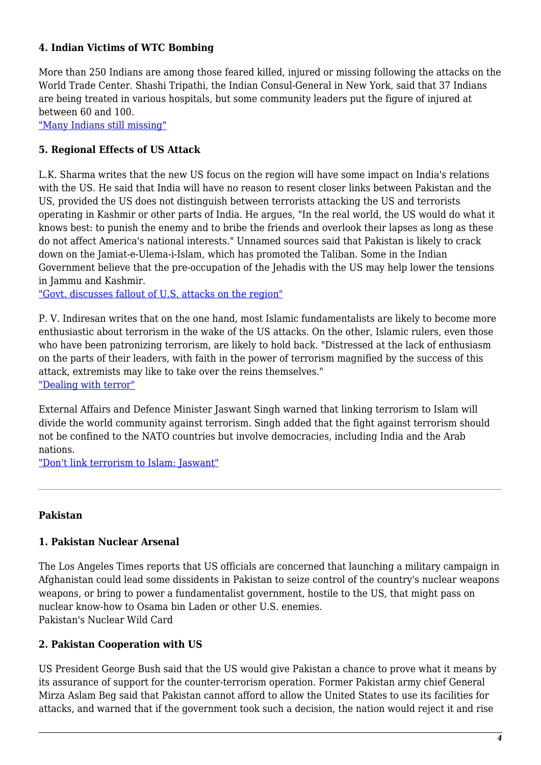### 4. Indian Victims of WTC Bombing

More than 250 Indians are among those feared killed, injured or missing following the attacks on the World Trade Center. Shashi Tripathi, the Indian Consul-General in New York, said that 37 Indians are being treated in various hospitals, but some community leaders put the figure of injured at between 60 and 100.
"Many Indians still missing"

### 5. Regional Effects of US Attack

L.K. Sharma writes that the new US focus on the region will have some impact on India's relations with the US. He said that India will have no reason to resent closer links between Pakistan and the US, provided the US does not distinguish between terrorists attacking the US and terrorists operating in Kashmir or other parts of India. He argues, "In the real world, the US would do what it knows best: to punish the enemy and to bribe the friends and overlook their lapses as long as these do not affect America's national interests." Unnamed sources said that Pakistan is likely to crack down on the Jamiat-e-Ulema-i-Islam, which has promoted the Taliban. Some in the Indian Government believe that the pre-occupation of the Jehadis with the US may help lower the tensions in Jammu and Kashmir.
"Govt. discusses fallout of U.S. attacks on the region"

P. V. Indiresan writes that on the one hand, most Islamic fundamentalists are likely to become more enthusiastic about terrorism in the wake of the US attacks. On the other, Islamic rulers, even those who have been patronizing terrorism, are likely to hold back. "Distressed at the lack of enthusiasm on the parts of their leaders, with faith in the power of terrorism magnified by the success of this attack, extremists may like to take over the reins themselves."
"Dealing with terror"

External Affairs and Defence Minister Jaswant Singh warned that linking terrorism to Islam will divide the world community against terrorism. Singh added that the fight against terrorism should not be confined to the NATO countries but involve democracies, including India and the Arab nations.
"Don't link terrorism to Islam: Jaswant"

---

## Pakistan

### 1. Pakistan Nuclear Arsenal

The Los Angeles Times reports that US officials are concerned that launching a military campaign in Afghanistan could lead some dissidents in Pakistan to seize control of the country's nuclear weapons weapons, or bring to power a fundamentalist government, hostile to the US, that might pass on nuclear know-how to Osama bin Laden or other U.S. enemies.
Pakistan's Nuclear Wild Card

### 2. Pakistan Cooperation with US

US President George Bush said that the US would give Pakistan a chance to prove what it means by its assurance of support for the counter-terrorism operation. Former Pakistan army chief General Mirza Aslam Beg said that Pakistan cannot afford to allow the United States to use its facilities for attacks, and warned that if the government took such a decision, the nation would reject it and rise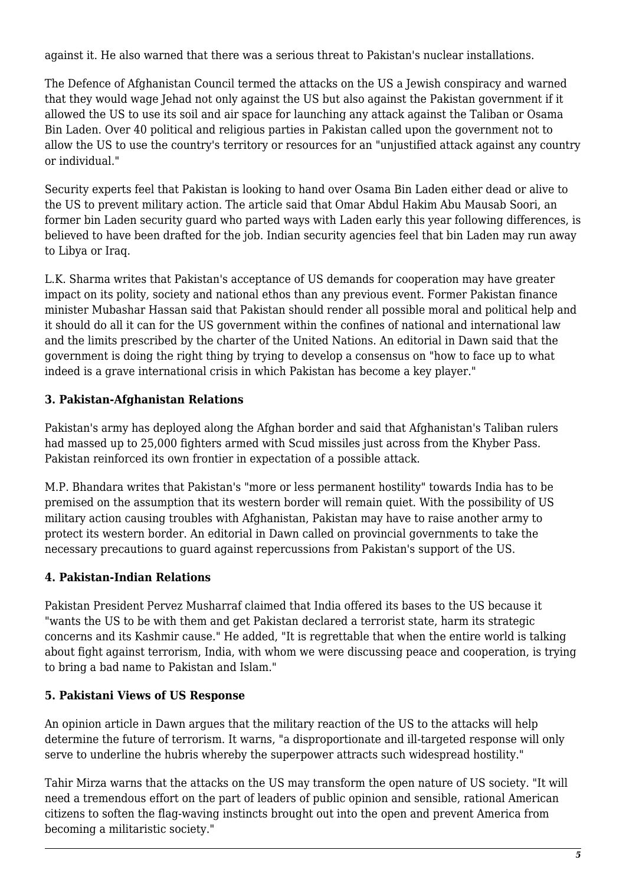against it. He also warned that there was a serious threat to Pakistan's nuclear installations.

The Defence of Afghanistan Council termed the attacks on the US a Jewish conspiracy and warned that they would wage Jehad not only against the US but also against the Pakistan government if it allowed the US to use its soil and air space for launching any attack against the Taliban or Osama Bin Laden. Over 40 political and religious parties in Pakistan called upon the government not to allow the US to use the country's territory or resources for an "unjustified attack against any country or individual."

Security experts feel that Pakistan is looking to hand over Osama Bin Laden either dead or alive to the US to prevent military action. The article said that Omar Abdul Hakim Abu Mausab Soori, an former bin Laden security guard who parted ways with Laden early this year following differences, is believed to have been drafted for the job. Indian security agencies feel that bin Laden may run away to Libya or Iraq.

L.K. Sharma writes that Pakistan's acceptance of US demands for cooperation may have greater impact on its polity, society and national ethos than any previous event. Former Pakistan finance minister Mubashar Hassan said that Pakistan should render all possible moral and political help and it should do all it can for the US government within the confines of national and international law and the limits prescribed by the charter of the United Nations. An editorial in Dawn said that the government is doing the right thing by trying to develop a consensus on "how to face up to what indeed is a grave international crisis in which Pakistan has become a key player."

### 3. Pakistan-Afghanistan Relations

Pakistan's army has deployed along the Afghan border and said that Afghanistan's Taliban rulers had massed up to 25,000 fighters armed with Scud missiles just across from the Khyber Pass. Pakistan reinforced its own frontier in expectation of a possible attack.

M.P. Bhandara writes that Pakistan's "more or less permanent hostility" towards India has to be premised on the assumption that its western border will remain quiet. With the possibility of US military action causing troubles with Afghanistan, Pakistan may have to raise another army to protect its western border. An editorial in Dawn called on provincial governments to take the necessary precautions to guard against repercussions from Pakistan's support of the US.

### 4. Pakistan-Indian Relations

Pakistan President Pervez Musharraf claimed that India offered its bases to the US because it "wants the US to be with them and get Pakistan declared a terrorist state, harm its strategic concerns and its Kashmir cause." He added, "It is regrettable that when the entire world is talking about fight against terrorism, India, with whom we were discussing peace and cooperation, is trying to bring a bad name to Pakistan and Islam."

### 5. Pakistani Views of US Response

An opinion article in Dawn argues that the military reaction of the US to the attacks will help determine the future of terrorism. It warns, "a disproportionate and ill-targeted response will only serve to underline the hubris whereby the superpower attracts such widespread hostility."

Tahir Mirza warns that the attacks on the US may transform the open nature of US society. "It will need a tremendous effort on the part of leaders of public opinion and sensible, rational American citizens to soften the flag-waving instincts brought out into the open and prevent America from becoming a militaristic society."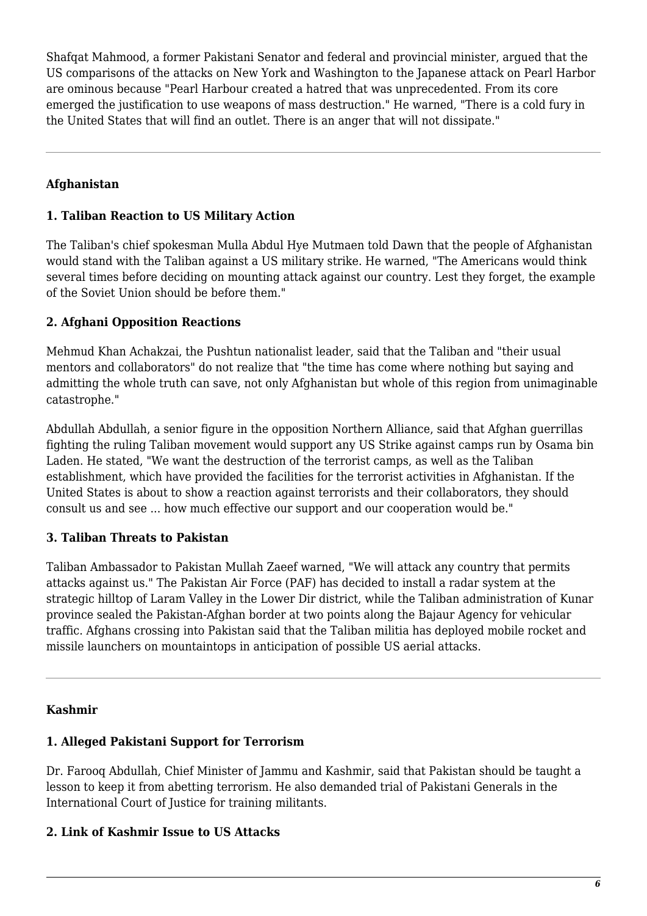Shafqat Mahmood, a former Pakistani Senator and federal and provincial minister, argued that the US comparisons of the attacks on New York and Washington to the Japanese attack on Pearl Harbor are ominous because "Pearl Harbour created a hatred that was unprecedented. From its core emerged the justification to use weapons of mass destruction." He warned, "There is a cold fury in the United States that will find an outlet. There is an anger that will not dissipate."

---

**Afghanistan**

**1. Taliban Reaction to US Military Action**

The Taliban's chief spokesman Mulla Abdul Hye Mutmaen told Dawn that the people of Afghanistan would stand with the Taliban against a US military strike. He warned, "The Americans would think several times before deciding on mounting attack against our country. Lest they forget, the example of the Soviet Union should be before them."

**2. Afghani Opposition Reactions**

Mehmud Khan Achakzai, the Pushtun nationalist leader, said that the Taliban and "their usual mentors and collaborators" do not realize that "the time has come where nothing but saying and admitting the whole truth can save, not only Afghanistan but whole of this region from unimaginable catastrophe."

Abdullah Abdullah, a senior figure in the opposition Northern Alliance, said that Afghan guerrillas fighting the ruling Taliban movement would support any US Strike against camps run by Osama bin Laden. He stated, "We want the destruction of the terrorist camps, as well as the Taliban establishment, which have provided the facilities for the terrorist activities in Afghanistan. If the United States is about to show a reaction against terrorists and their collaborators, they should consult us and see ... how much effective our support and our cooperation would be."

**3. Taliban Threats to Pakistan**

Taliban Ambassador to Pakistan Mullah Zaeef warned, "We will attack any country that permits attacks against us." The Pakistan Air Force (PAF) has decided to install a radar system at the strategic hilltop of Laram Valley in the Lower Dir district, while the Taliban administration of Kunar province sealed the Pakistan-Afghan border at two points along the Bajaur Agency for vehicular traffic. Afghans crossing into Pakistan said that the Taliban militia has deployed mobile rocket and missile launchers on mountaintops in anticipation of possible US aerial attacks.

---

**Kashmir**

**1. Alleged Pakistani Support for Terrorism**

Dr. Farooq Abdullah, Chief Minister of Jammu and Kashmir, said that Pakistan should be taught a lesson to keep it from abetting terrorism. He also demanded trial of Pakistani Generals in the International Court of Justice for training militants.

**2. Link of Kashmir Issue to US Attacks**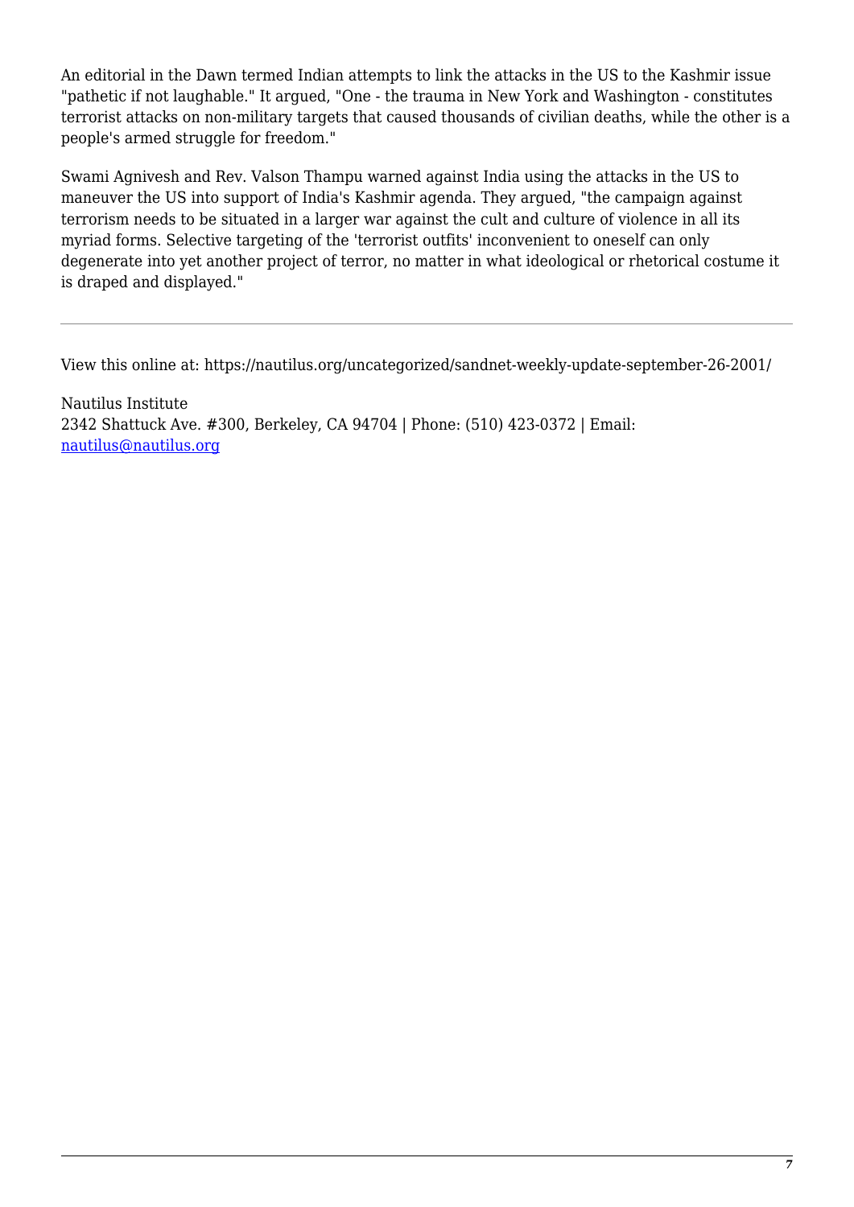An editorial in the Dawn termed Indian attempts to link the attacks in the US to the Kashmir issue "pathetic if not laughable." It argued, "One - the trauma in New York and Washington - constitutes terrorist attacks on non-military targets that caused thousands of civilian deaths, while the other is a people's armed struggle for freedom."

Swami Agnivesh and Rev. Valson Thampu warned against India using the attacks in the US to maneuver the US into support of India's Kashmir agenda. They argued, "the campaign against terrorism needs to be situated in a larger war against the cult and culture of violence in all its myriad forms. Selective targeting of the 'terrorist outfits' inconvenient to oneself can only degenerate into yet another project of terror, no matter in what ideological or rhetorical costume it is draped and displayed."

---

View this online at: https://nautilus.org/uncategorized/sandnet-weekly-update-september-26-2001/

Nautilus Institute
2342 Shattuck Ave. #300, Berkeley, CA 94704 | Phone: (510) 423-0372 | Email: nautilus@nautilus.org